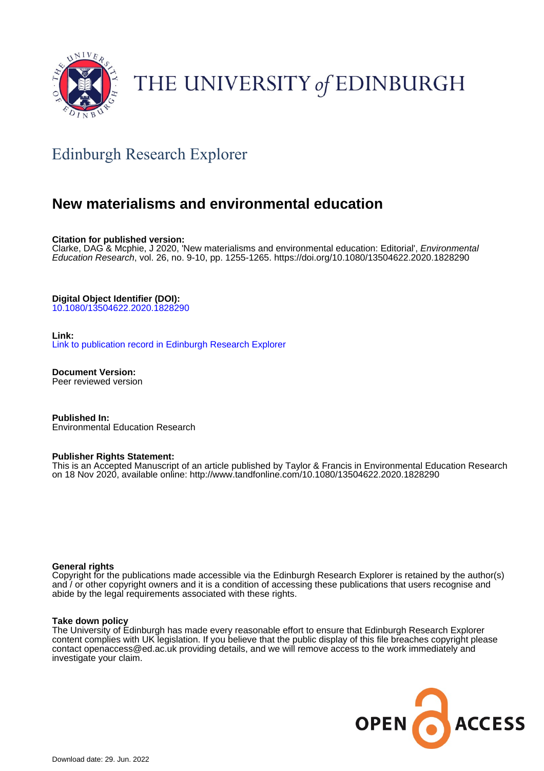THE UNIVERSITY of EDINBURGH

## Edinburgh Research Explorer

# New materialisms and environmental education

**Citation for published version:**
Clarke, DAG & Mcphie, J 2020, 'New materialisms and environmental education: Editorial', *Environmental Education Research*, vol. 26, no. 9-10, pp. 1255-1265. https://doi.org/10.1080/13504622.2020.1828290

**Digital Object Identifier (DOI):**
10.1080/13504622.2020.1828290

**Link:**
Link to publication record in Edinburgh Research Explorer

**Document Version:**
Peer reviewed version

**Published In:**
Environmental Education Research

**Publisher Rights Statement:**
This is an Accepted Manuscript of an article published by Taylor & Francis in Environmental Education Research on 18 Nov 2020, available online: http://www.tandfonline.com/10.1080/13504622.2020.1828290

**General rights**
Copyright for the publications made accessible via the Edinburgh Research Explorer is retained by the author(s) and / or other copyright owners and it is a condition of accessing these publications that users recognise and abide by the legal requirements associated with these rights.

**Take down policy**
The University of Edinburgh has made every reasonable effort to ensure that Edinburgh Research Explorer content complies with UK legislation. If you believe that the public display of this file breaches copyright please contact openaccess@ed.ac.uk providing details, and we will remove access to the work immediately and investigate your claim.

Download date: 29. Jun. 2022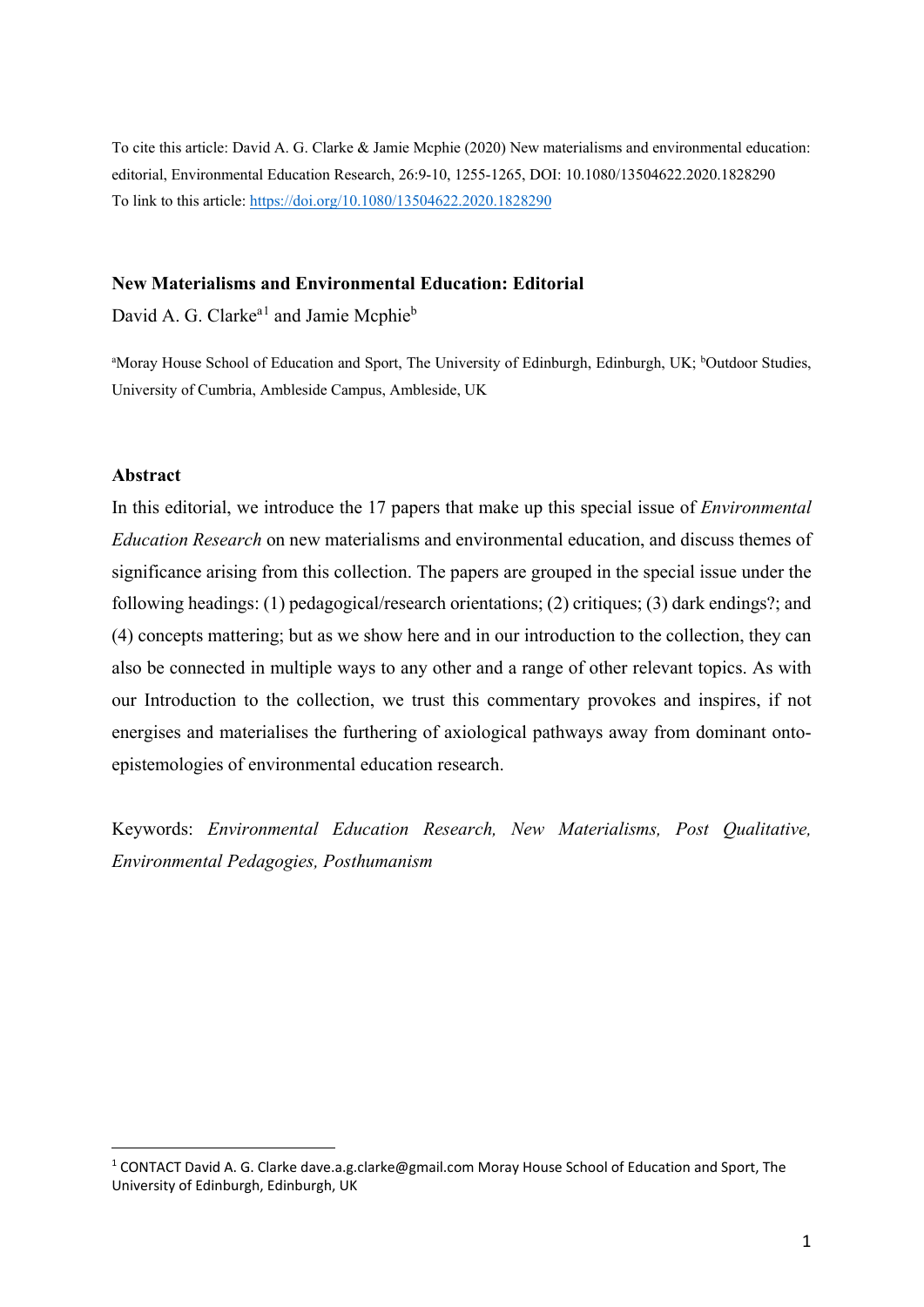To cite this article: David A. G. Clarke & Jamie Mcphie (2020) New materialisms and environmental education: editorial, Environmental Education Research, 26:9-10, 1255-1265, DOI: 10.1080/13504622.2020.1828290
To link to this article: https://doi.org/10.1080/13504622.2020.1828290

**New Materialisms and Environmental Education: Editorial**

David A. G. Clarke[a1] and Jamie Mcphie[b]

[a]Moray House School of Education and Sport, The University of Edinburgh, Edinburgh, UK; [b]Outdoor Studies, University of Cumbria, Ambleside Campus, Ambleside, UK

## Abstract

In this editorial, we introduce the 17 papers that make up this special issue of *Environmental Education Research* on new materialisms and environmental education, and discuss themes of significance arising from this collection. The papers are grouped in the special issue under the following headings: (1) pedagogical/research orientations; (2) critiques; (3) dark endings?; and (4) concepts mattering; but as we show here and in our introduction to the collection, they can also be connected in multiple ways to any other and a range of other relevant topics. As with our Introduction to the collection, we trust this commentary provokes and inspires, if not energises and materialises the furthering of axiological pathways away from dominant onto-epistemologies of environmental education research.

Keywords: *Environmental Education Research, New Materialisms, Post Qualitative, Environmental Pedagogies, Posthumanism*

---

[1] CONTACT David A. G. Clarke dave.a.g.clarke@gmail.com Moray House School of Education and Sport, The University of Edinburgh, Edinburgh, UK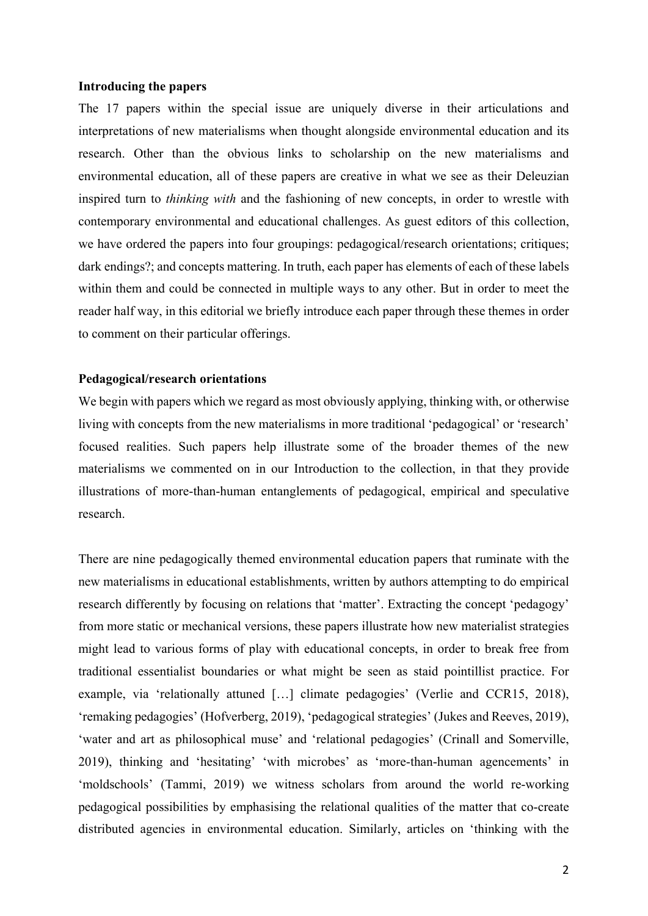**Introducing the papers**

The 17 papers within the special issue are uniquely diverse in their articulations and interpretations of new materialisms when thought alongside environmental education and its research. Other than the obvious links to scholarship on the new materialisms and environmental education, all of these papers are creative in what we see as their Deleuzian inspired turn to *thinking with* and the fashioning of new concepts, in order to wrestle with contemporary environmental and educational challenges. As guest editors of this collection, we have ordered the papers into four groupings: pedagogical/research orientations; critiques; dark endings?; and concepts mattering. In truth, each paper has elements of each of these labels within them and could be connected in multiple ways to any other. But in order to meet the reader half way, in this editorial we briefly introduce each paper through these themes in order to comment on their particular offerings.

**Pedagogical/research orientations**

We begin with papers which we regard as most obviously applying, thinking with, or otherwise living with concepts from the new materialisms in more traditional 'pedagogical' or 'research' focused realities. Such papers help illustrate some of the broader themes of the new materialisms we commented on in our Introduction to the collection, in that they provide illustrations of more-than-human entanglements of pedagogical, empirical and speculative research.

There are nine pedagogically themed environmental education papers that ruminate with the new materialisms in educational establishments, written by authors attempting to do empirical research differently by focusing on relations that 'matter'. Extracting the concept 'pedagogy' from more static or mechanical versions, these papers illustrate how new materialist strategies might lead to various forms of play with educational concepts, in order to break free from traditional essentialist boundaries or what might be seen as staid pointillist practice. For example, via 'relationally attuned […] climate pedagogies' (Verlie and CCR15, 2018), 'remaking pedagogies' (Hofverberg, 2019), 'pedagogical strategies' (Jukes and Reeves, 2019), 'water and art as philosophical muse' and 'relational pedagogies' (Crinall and Somerville, 2019), thinking and 'hesitating' 'with microbes' as 'more-than-human agencements' in 'moldschools' (Tammi, 2019) we witness scholars from around the world re-working pedagogical possibilities by emphasising the relational qualities of the matter that co-create distributed agencies in environmental education. Similarly, articles on 'thinking with the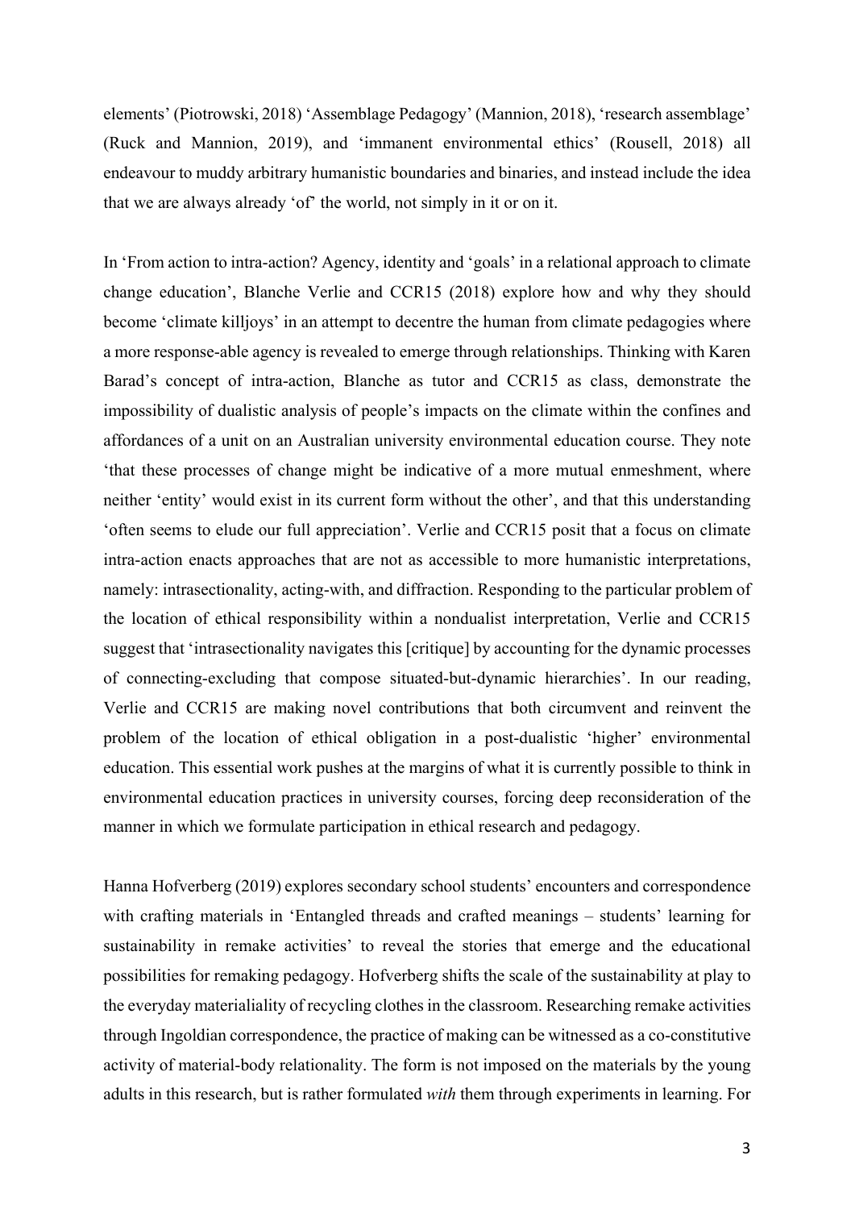elements' (Piotrowski, 2018) 'Assemblage Pedagogy' (Mannion, 2018), 'research assemblage' (Ruck and Mannion, 2019), and 'immanent environmental ethics' (Rousell, 2018) all endeavour to muddy arbitrary humanistic boundaries and binaries, and instead include the idea that we are always already 'of' the world, not simply in it or on it.

In 'From action to intra-action? Agency, identity and 'goals' in a relational approach to climate change education', Blanche Verlie and CCR15 (2018) explore how and why they should become 'climate killjoys' in an attempt to decentre the human from climate pedagogies where a more response-able agency is revealed to emerge through relationships. Thinking with Karen Barad's concept of intra-action, Blanche as tutor and CCR15 as class, demonstrate the impossibility of dualistic analysis of people's impacts on the climate within the confines and affordances of a unit on an Australian university environmental education course. They note 'that these processes of change might be indicative of a more mutual enmeshment, where neither 'entity' would exist in its current form without the other', and that this understanding 'often seems to elude our full appreciation'. Verlie and CCR15 posit that a focus on climate intra-action enacts approaches that are not as accessible to more humanistic interpretations, namely: intrasectionality, acting-with, and diffraction. Responding to the particular problem of the location of ethical responsibility within a nondualist interpretation, Verlie and CCR15 suggest that 'intrasectionality navigates this [critique] by accounting for the dynamic processes of connecting-excluding that compose situated-but-dynamic hierarchies'. In our reading, Verlie and CCR15 are making novel contributions that both circumvent and reinvent the problem of the location of ethical obligation in a post-dualistic 'higher' environmental education. This essential work pushes at the margins of what it is currently possible to think in environmental education practices in university courses, forcing deep reconsideration of the manner in which we formulate participation in ethical research and pedagogy.

Hanna Hofverberg (2019) explores secondary school students' encounters and correspondence with crafting materials in 'Entangled threads and crafted meanings – students' learning for sustainability in remake activities' to reveal the stories that emerge and the educational possibilities for remaking pedagogy. Hofverberg shifts the scale of the sustainability at play to the everyday materialiality of recycling clothes in the classroom. Researching remake activities through Ingoldian correspondence, the practice of making can be witnessed as a co-constitutive activity of material-body relationality. The form is not imposed on the materials by the young adults in this research, but is rather formulated *with* them through experiments in learning. For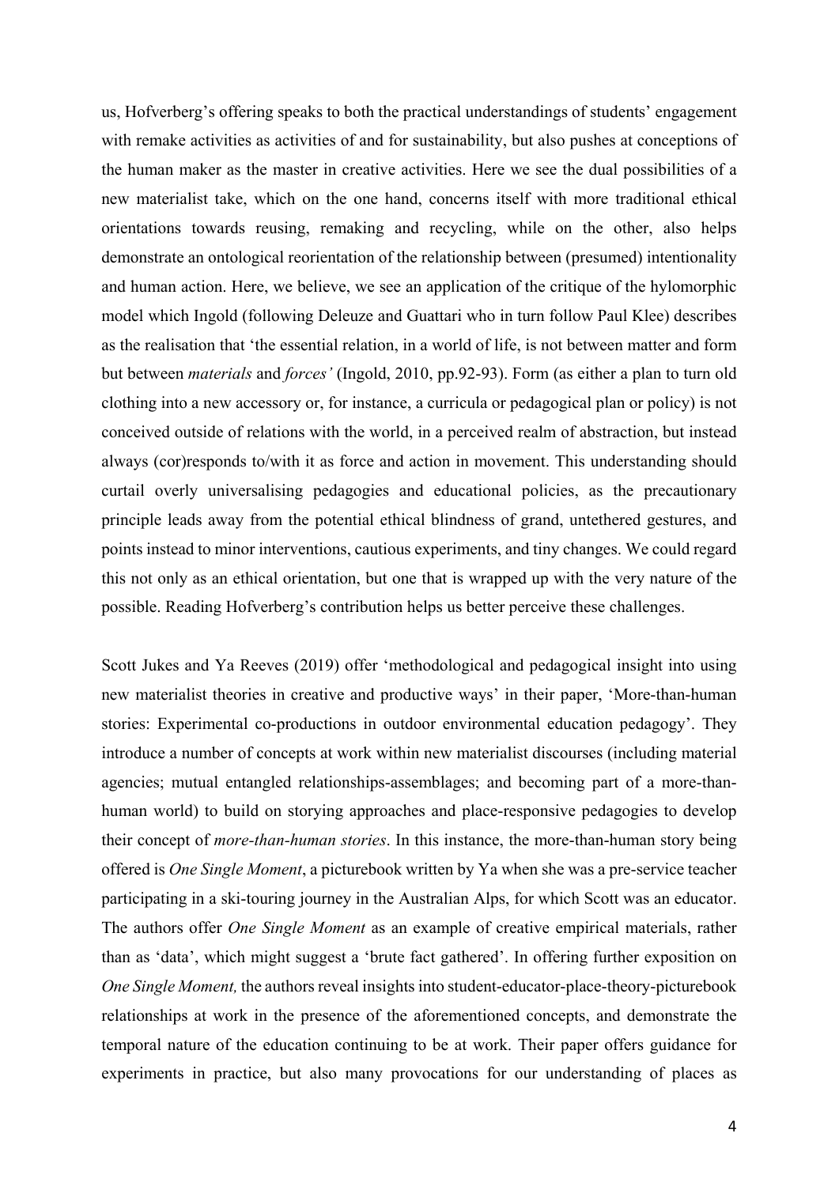us, Hofverberg's offering speaks to both the practical understandings of students' engagement with remake activities as activities of and for sustainability, but also pushes at conceptions of the human maker as the master in creative activities. Here we see the dual possibilities of a new materialist take, which on the one hand, concerns itself with more traditional ethical orientations towards reusing, remaking and recycling, while on the other, also helps demonstrate an ontological reorientation of the relationship between (presumed) intentionality and human action. Here, we believe, we see an application of the critique of the hylomorphic model which Ingold (following Deleuze and Guattari who in turn follow Paul Klee) describes as the realisation that 'the essential relation, in a world of life, is not between matter and form but between *materials* and *forces'* (Ingold, 2010, pp.92-93). Form (as either a plan to turn old clothing into a new accessory or, for instance, a curricula or pedagogical plan or policy) is not conceived outside of relations with the world, in a perceived realm of abstraction, but instead always (cor)responds to/with it as force and action in movement. This understanding should curtail overly universalising pedagogies and educational policies, as the precautionary principle leads away from the potential ethical blindness of grand, untethered gestures, and points instead to minor interventions, cautious experiments, and tiny changes. We could regard this not only as an ethical orientation, but one that is wrapped up with the very nature of the possible. Reading Hofverberg's contribution helps us better perceive these challenges.

Scott Jukes and Ya Reeves (2019) offer 'methodological and pedagogical insight into using new materialist theories in creative and productive ways' in their paper, 'More-than-human stories: Experimental co-productions in outdoor environmental education pedagogy'. They introduce a number of concepts at work within new materialist discourses (including material agencies; mutual entangled relationships-assemblages; and becoming part of a more-than-human world) to build on storying approaches and place-responsive pedagogies to develop their concept of *more-than-human stories*. In this instance, the more-than-human story being offered is *One Single Moment*, a picturebook written by Ya when she was a pre-service teacher participating in a ski-touring journey in the Australian Alps, for which Scott was an educator. The authors offer *One Single Moment* as an example of creative empirical materials, rather than as 'data', which might suggest a 'brute fact gathered'. In offering further exposition on *One Single Moment,* the authors reveal insights into student-educator-place-theory-picturebook relationships at work in the presence of the aforementioned concepts, and demonstrate the temporal nature of the education continuing to be at work. Their paper offers guidance for experiments in practice, but also many provocations for our understanding of places as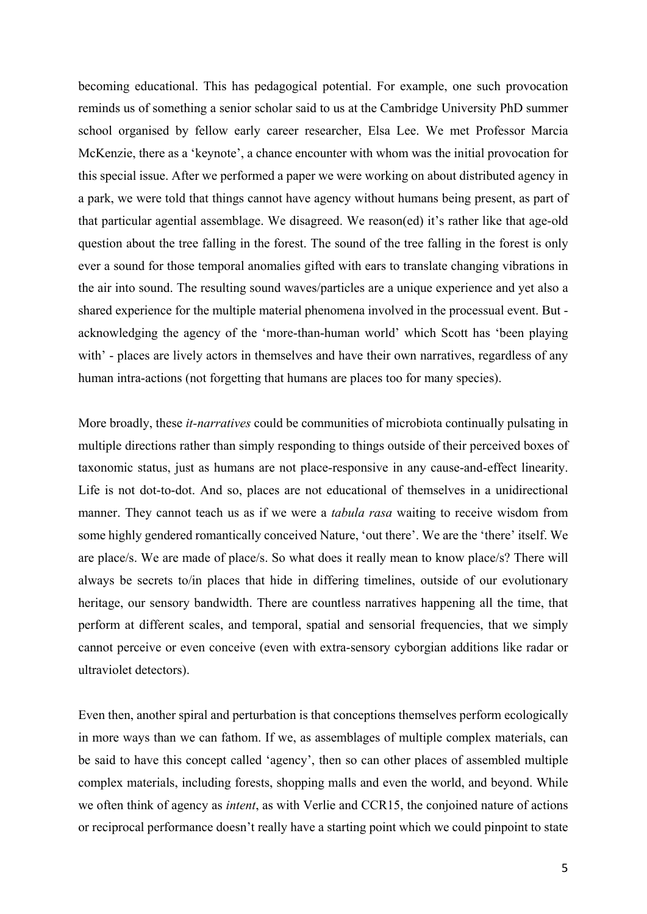becoming educational. This has pedagogical potential. For example, one such provocation reminds us of something a senior scholar said to us at the Cambridge University PhD summer school organised by fellow early career researcher, Elsa Lee. We met Professor Marcia McKenzie, there as a 'keynote', a chance encounter with whom was the initial provocation for this special issue. After we performed a paper we were working on about distributed agency in a park, we were told that things cannot have agency without humans being present, as part of that particular agential assemblage. We disagreed. We reason(ed) it's rather like that age-old question about the tree falling in the forest. The sound of the tree falling in the forest is only ever a sound for those temporal anomalies gifted with ears to translate changing vibrations in the air into sound. The resulting sound waves/particles are a unique experience and yet also a shared experience for the multiple material phenomena involved in the processual event. But - acknowledging the agency of the 'more-than-human world' which Scott has 'been playing with' - places are lively actors in themselves and have their own narratives, regardless of any human intra-actions (not forgetting that humans are places too for many species).

More broadly, these *it-narratives* could be communities of microbiota continually pulsating in multiple directions rather than simply responding to things outside of their perceived boxes of taxonomic status, just as humans are not place-responsive in any cause-and-effect linearity. Life is not dot-to-dot. And so, places are not educational of themselves in a unidirectional manner. They cannot teach us as if we were a *tabula rasa* waiting to receive wisdom from some highly gendered romantically conceived Nature, 'out there'. We are the 'there' itself. We are place/s. We are made of place/s. So what does it really mean to know place/s? There will always be secrets to/in places that hide in differing timelines, outside of our evolutionary heritage, our sensory bandwidth. There are countless narratives happening all the time, that perform at different scales, and temporal, spatial and sensorial frequencies, that we simply cannot perceive or even conceive (even with extra-sensory cyborgian additions like radar or ultraviolet detectors).

Even then, another spiral and perturbation is that conceptions themselves perform ecologically in more ways than we can fathom. If we, as assemblages of multiple complex materials, can be said to have this concept called 'agency', then so can other places of assembled multiple complex materials, including forests, shopping malls and even the world, and beyond. While we often think of agency as *intent*, as with Verlie and CCR15, the conjoined nature of actions or reciprocal performance doesn't really have a starting point which we could pinpoint to state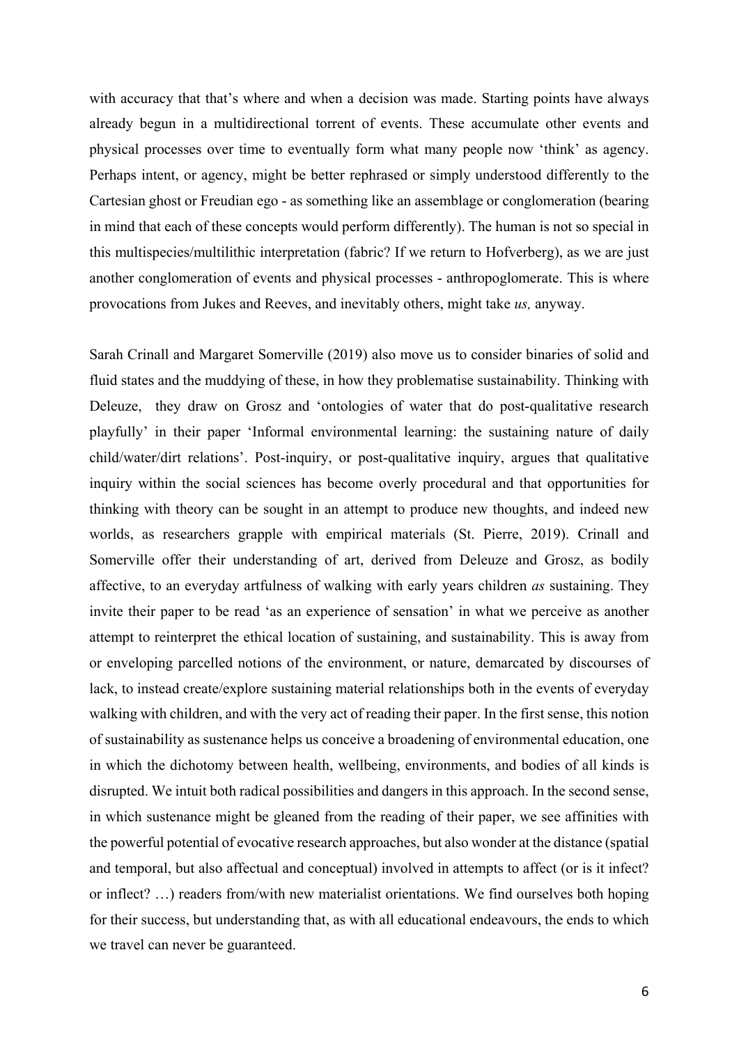with accuracy that that's where and when a decision was made. Starting points have always already begun in a multidirectional torrent of events. These accumulate other events and physical processes over time to eventually form what many people now 'think' as agency. Perhaps intent, or agency, might be better rephrased or simply understood differently to the Cartesian ghost or Freudian ego - as something like an assemblage or conglomeration (bearing in mind that each of these concepts would perform differently). The human is not so special in this multispecies/multilithic interpretation (fabric? If we return to Hofverberg), as we are just another conglomeration of events and physical processes - anthropoglomerate. This is where provocations from Jukes and Reeves, and inevitably others, might take *us,* anyway.

Sarah Crinall and Margaret Somerville (2019) also move us to consider binaries of solid and fluid states and the muddying of these, in how they problematise sustainability. Thinking with Deleuze, they draw on Grosz and 'ontologies of water that do post-qualitative research playfully' in their paper 'Informal environmental learning: the sustaining nature of daily child/water/dirt relations'. Post-inquiry, or post-qualitative inquiry, argues that qualitative inquiry within the social sciences has become overly procedural and that opportunities for thinking with theory can be sought in an attempt to produce new thoughts, and indeed new worlds, as researchers grapple with empirical materials (St. Pierre, 2019). Crinall and Somerville offer their understanding of art, derived from Deleuze and Grosz, as bodily affective, to an everyday artfulness of walking with early years children *as* sustaining. They invite their paper to be read 'as an experience of sensation' in what we perceive as another attempt to reinterpret the ethical location of sustaining, and sustainability. This is away from or enveloping parcelled notions of the environment, or nature, demarcated by discourses of lack, to instead create/explore sustaining material relationships both in the events of everyday walking with children, and with the very act of reading their paper. In the first sense, this notion of sustainability as sustenance helps us conceive a broadening of environmental education, one in which the dichotomy between health, wellbeing, environments, and bodies of all kinds is disrupted. We intuit both radical possibilities and dangers in this approach. In the second sense, in which sustenance might be gleaned from the reading of their paper, we see affinities with the powerful potential of evocative research approaches, but also wonder at the distance (spatial and temporal, but also affectual and conceptual) involved in attempts to affect (or is it infect? or inflect? …) readers from/with new materialist orientations. We find ourselves both hoping for their success, but understanding that, as with all educational endeavours, the ends to which we travel can never be guaranteed.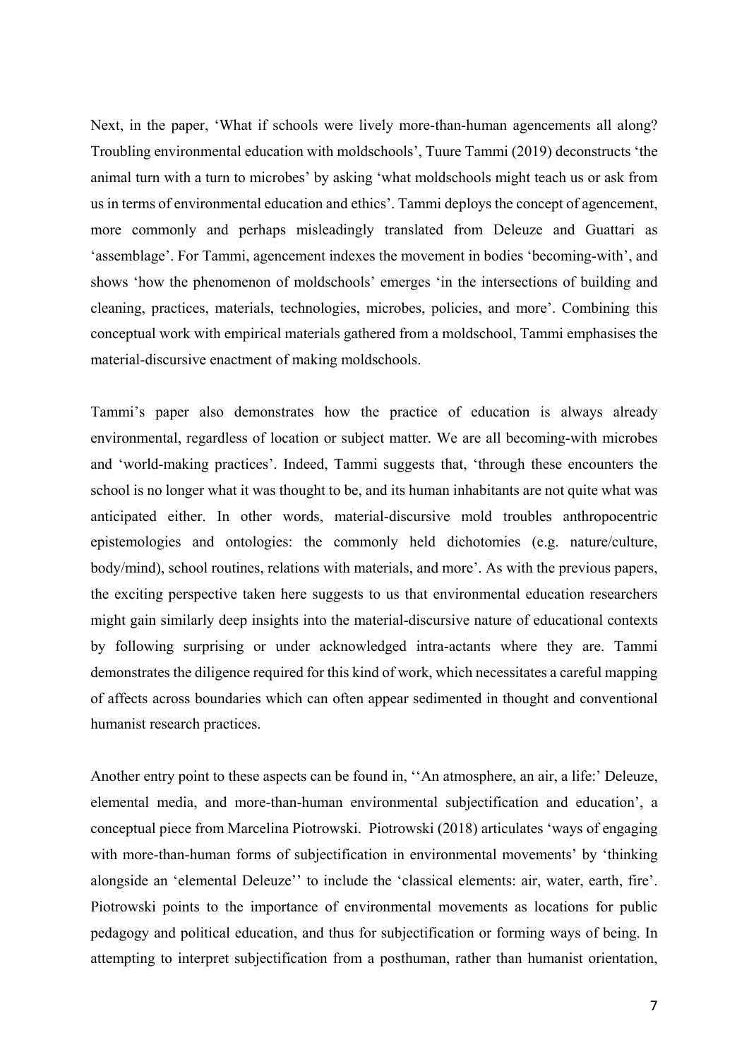Next, in the paper, 'What if schools were lively more-than-human agencements all along? Troubling environmental education with moldschools', Tuure Tammi (2019) deconstructs 'the animal turn with a turn to microbes' by asking 'what moldschools might teach us or ask from us in terms of environmental education and ethics'. Tammi deploys the concept of agencement, more commonly and perhaps misleadingly translated from Deleuze and Guattari as 'assemblage'. For Tammi, agencement indexes the movement in bodies 'becoming-with', and shows 'how the phenomenon of moldschools' emerges 'in the intersections of building and cleaning, practices, materials, technologies, microbes, policies, and more'. Combining this conceptual work with empirical materials gathered from a moldschool, Tammi emphasises the material-discursive enactment of making moldschools.

Tammi's paper also demonstrates how the practice of education is always already environmental, regardless of location or subject matter. We are all becoming-with microbes and 'world-making practices'. Indeed, Tammi suggests that, 'through these encounters the school is no longer what it was thought to be, and its human inhabitants are not quite what was anticipated either. In other words, material-discursive mold troubles anthropocentric epistemologies and ontologies: the commonly held dichotomies (e.g. nature/culture, body/mind), school routines, relations with materials, and more'. As with the previous papers, the exciting perspective taken here suggests to us that environmental education researchers might gain similarly deep insights into the material-discursive nature of educational contexts by following surprising or under acknowledged intra-actants where they are. Tammi demonstrates the diligence required for this kind of work, which necessitates a careful mapping of affects across boundaries which can often appear sedimented in thought and conventional humanist research practices.

Another entry point to these aspects can be found in, ''An atmosphere, an air, a life:' Deleuze, elemental media, and more-than-human environmental subjectification and education', a conceptual piece from Marcelina Piotrowski. Piotrowski (2018) articulates 'ways of engaging with more-than-human forms of subjectification in environmental movements' by 'thinking alongside an 'elemental Deleuze'' to include the 'classical elements: air, water, earth, fire'. Piotrowski points to the importance of environmental movements as locations for public pedagogy and political education, and thus for subjectification or forming ways of being. In attempting to interpret subjectification from a posthuman, rather than humanist orientation,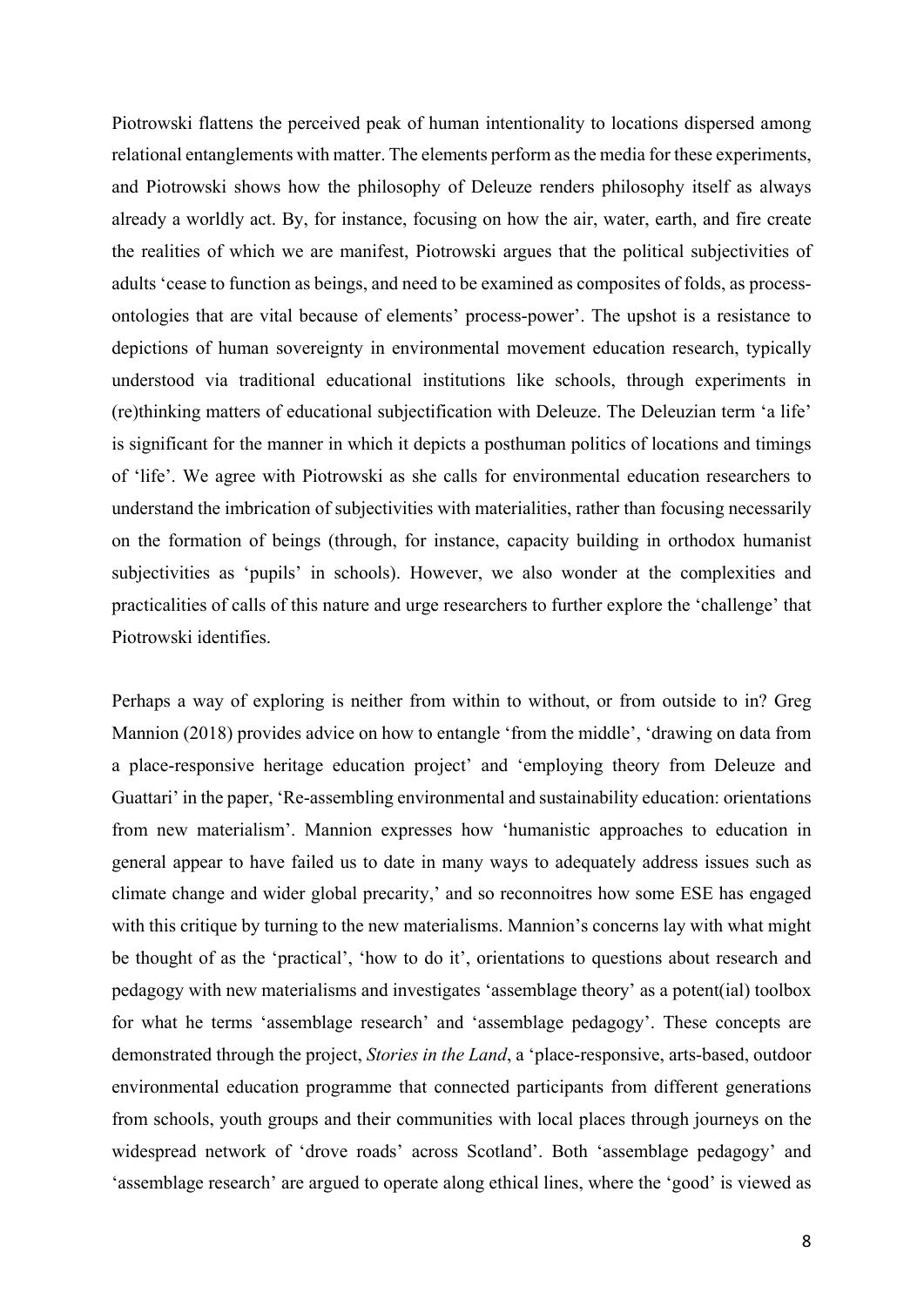Piotrowski flattens the perceived peak of human intentionality to locations dispersed among relational entanglements with matter. The elements perform as the media for these experiments, and Piotrowski shows how the philosophy of Deleuze renders philosophy itself as always already a worldly act. By, for instance, focusing on how the air, water, earth, and fire create the realities of which we are manifest, Piotrowski argues that the political subjectivities of adults 'cease to function as beings, and need to be examined as composites of folds, as process-ontologies that are vital because of elements' process-power'. The upshot is a resistance to depictions of human sovereignty in environmental movement education research, typically understood via traditional educational institutions like schools, through experiments in (re)thinking matters of educational subjectification with Deleuze. The Deleuzian term 'a life' is significant for the manner in which it depicts a posthuman politics of locations and timings of 'life'. We agree with Piotrowski as she calls for environmental education researchers to understand the imbrication of subjectivities with materialities, rather than focusing necessarily on the formation of beings (through, for instance, capacity building in orthodox humanist subjectivities as 'pupils' in schools). However, we also wonder at the complexities and practicalities of calls of this nature and urge researchers to further explore the 'challenge' that Piotrowski identifies.

Perhaps a way of exploring is neither from within to without, or from outside to in? Greg Mannion (2018) provides advice on how to entangle 'from the middle', 'drawing on data from a place-responsive heritage education project' and 'employing theory from Deleuze and Guattari' in the paper, 'Re-assembling environmental and sustainability education: orientations from new materialism'. Mannion expresses how 'humanistic approaches to education in general appear to have failed us to date in many ways to adequately address issues such as climate change and wider global precarity,' and so reconnoitres how some ESE has engaged with this critique by turning to the new materialisms. Mannion's concerns lay with what might be thought of as the 'practical', 'how to do it', orientations to questions about research and pedagogy with new materialisms and investigates 'assemblage theory' as a potent(ial) toolbox for what he terms 'assemblage research' and 'assemblage pedagogy'. These concepts are demonstrated through the project, *Stories in the Land*, a 'place-responsive, arts-based, outdoor environmental education programme that connected participants from different generations from schools, youth groups and their communities with local places through journeys on the widespread network of 'drove roads' across Scotland'. Both 'assemblage pedagogy' and 'assemblage research' are argued to operate along ethical lines, where the 'good' is viewed as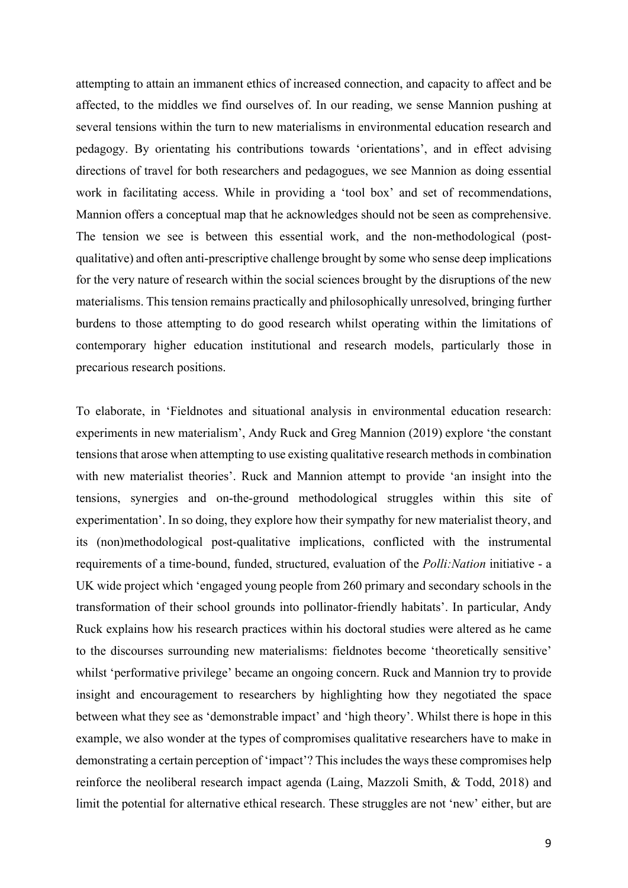attempting to attain an immanent ethics of increased connection, and capacity to affect and be affected, to the middles we find ourselves of. In our reading, we sense Mannion pushing at several tensions within the turn to new materialisms in environmental education research and pedagogy. By orientating his contributions towards 'orientations', and in effect advising directions of travel for both researchers and pedagogues, we see Mannion as doing essential work in facilitating access. While in providing a 'tool box' and set of recommendations, Mannion offers a conceptual map that he acknowledges should not be seen as comprehensive. The tension we see is between this essential work, and the non-methodological (post-qualitative) and often anti-prescriptive challenge brought by some who sense deep implications for the very nature of research within the social sciences brought by the disruptions of the new materialisms. This tension remains practically and philosophically unresolved, bringing further burdens to those attempting to do good research whilst operating within the limitations of contemporary higher education institutional and research models, particularly those in precarious research positions.

To elaborate, in 'Fieldnotes and situational analysis in environmental education research: experiments in new materialism', Andy Ruck and Greg Mannion (2019) explore 'the constant tensions that arose when attempting to use existing qualitative research methods in combination with new materialist theories'. Ruck and Mannion attempt to provide 'an insight into the tensions, synergies and on-the-ground methodological struggles within this site of experimentation'. In so doing, they explore how their sympathy for new materialist theory, and its (non)methodological post-qualitative implications, conflicted with the instrumental requirements of a time-bound, funded, structured, evaluation of the *Polli:Nation* initiative - a UK wide project which 'engaged young people from 260 primary and secondary schools in the transformation of their school grounds into pollinator-friendly habitats'. In particular, Andy Ruck explains how his research practices within his doctoral studies were altered as he came to the discourses surrounding new materialisms: fieldnotes become 'theoretically sensitive' whilst 'performative privilege' became an ongoing concern. Ruck and Mannion try to provide insight and encouragement to researchers by highlighting how they negotiated the space between what they see as 'demonstrable impact' and 'high theory'. Whilst there is hope in this example, we also wonder at the types of compromises qualitative researchers have to make in demonstrating a certain perception of 'impact'? This includes the ways these compromises help reinforce the neoliberal research impact agenda (Laing, Mazzoli Smith, & Todd, 2018) and limit the potential for alternative ethical research. These struggles are not 'new' either, but are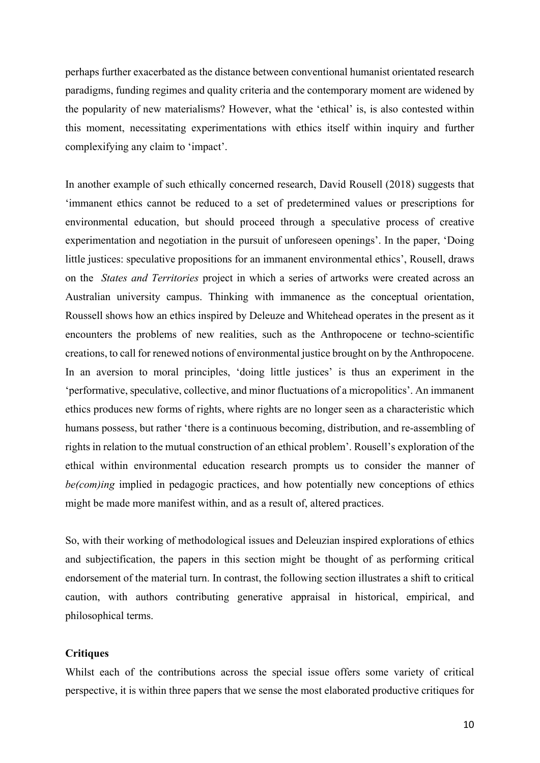perhaps further exacerbated as the distance between conventional humanist orientated research paradigms, funding regimes and quality criteria and the contemporary moment are widened by the popularity of new materialisms? However, what the 'ethical' is, is also contested within this moment, necessitating experimentations with ethics itself within inquiry and further complexifying any claim to 'impact'.

In another example of such ethically concerned research, David Rousell (2018) suggests that 'immanent ethics cannot be reduced to a set of predetermined values or prescriptions for environmental education, but should proceed through a speculative process of creative experimentation and negotiation in the pursuit of unforeseen openings'. In the paper, 'Doing little justices: speculative propositions for an immanent environmental ethics', Rousell, draws on the *States and Territories* project in which a series of artworks were created across an Australian university campus. Thinking with immanence as the conceptual orientation, Roussell shows how an ethics inspired by Deleuze and Whitehead operates in the present as it encounters the problems of new realities, such as the Anthropocene or techno-scientific creations, to call for renewed notions of environmental justice brought on by the Anthropocene. In an aversion to moral principles, 'doing little justices' is thus an experiment in the 'performative, speculative, collective, and minor fluctuations of a micropolitics'. An immanent ethics produces new forms of rights, where rights are no longer seen as a characteristic which humans possess, but rather 'there is a continuous becoming, distribution, and re-assembling of rights in relation to the mutual construction of an ethical problem'. Rousell's exploration of the ethical within environmental education research prompts us to consider the manner of *be(com)ing* implied in pedagogic practices, and how potentially new conceptions of ethics might be made more manifest within, and as a result of, altered practices.

So, with their working of methodological issues and Deleuzian inspired explorations of ethics and subjectification, the papers in this section might be thought of as performing critical endorsement of the material turn. In contrast, the following section illustrates a shift to critical caution, with authors contributing generative appraisal in historical, empirical, and philosophical terms.

**Critiques**

Whilst each of the contributions across the special issue offers some variety of critical perspective, it is within three papers that we sense the most elaborated productive critiques for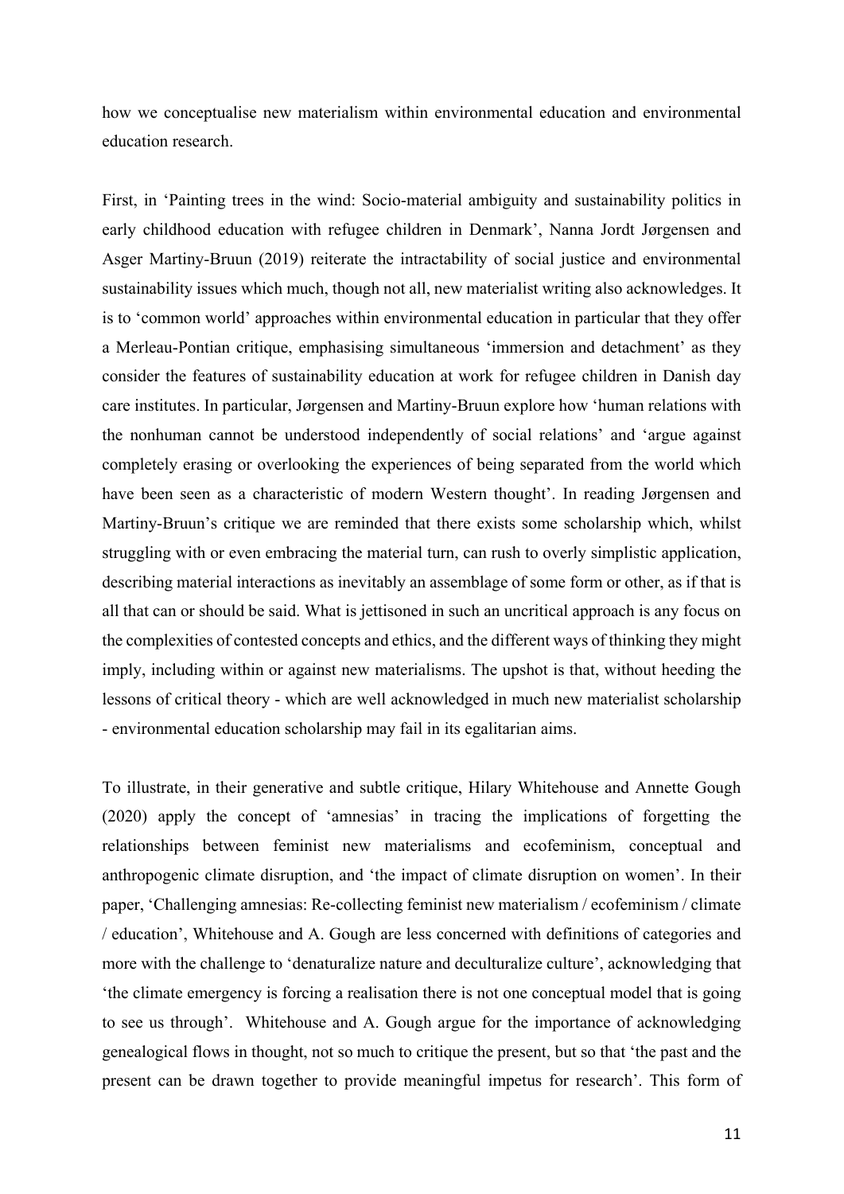how we conceptualise new materialism within environmental education and environmental education research.

First, in 'Painting trees in the wind: Socio-material ambiguity and sustainability politics in early childhood education with refugee children in Denmark', Nanna Jordt Jørgensen and Asger Martiny-Bruun (2019) reiterate the intractability of social justice and environmental sustainability issues which much, though not all, new materialist writing also acknowledges. It is to 'common world' approaches within environmental education in particular that they offer a Merleau-Pontian critique, emphasising simultaneous 'immersion and detachment' as they consider the features of sustainability education at work for refugee children in Danish day care institutes. In particular, Jørgensen and Martiny-Bruun explore how 'human relations with the nonhuman cannot be understood independently of social relations' and 'argue against completely erasing or overlooking the experiences of being separated from the world which have been seen as a characteristic of modern Western thought'. In reading Jørgensen and Martiny-Bruun's critique we are reminded that there exists some scholarship which, whilst struggling with or even embracing the material turn, can rush to overly simplistic application, describing material interactions as inevitably an assemblage of some form or other, as if that is all that can or should be said. What is jettisoned in such an uncritical approach is any focus on the complexities of contested concepts and ethics, and the different ways of thinking they might imply, including within or against new materialisms. The upshot is that, without heeding the lessons of critical theory - which are well acknowledged in much new materialist scholarship - environmental education scholarship may fail in its egalitarian aims.

To illustrate, in their generative and subtle critique, Hilary Whitehouse and Annette Gough (2020) apply the concept of 'amnesias' in tracing the implications of forgetting the relationships between feminist new materialisms and ecofeminism, conceptual and anthropogenic climate disruption, and 'the impact of climate disruption on women'. In their paper, 'Challenging amnesias: Re-collecting feminist new materialism / ecofeminism / climate / education', Whitehouse and A. Gough are less concerned with definitions of categories and more with the challenge to 'denaturalize nature and deculturalize culture', acknowledging that 'the climate emergency is forcing a realisation there is not one conceptual model that is going to see us through'. Whitehouse and A. Gough argue for the importance of acknowledging genealogical flows in thought, not so much to critique the present, but so that 'the past and the present can be drawn together to provide meaningful impetus for research'. This form of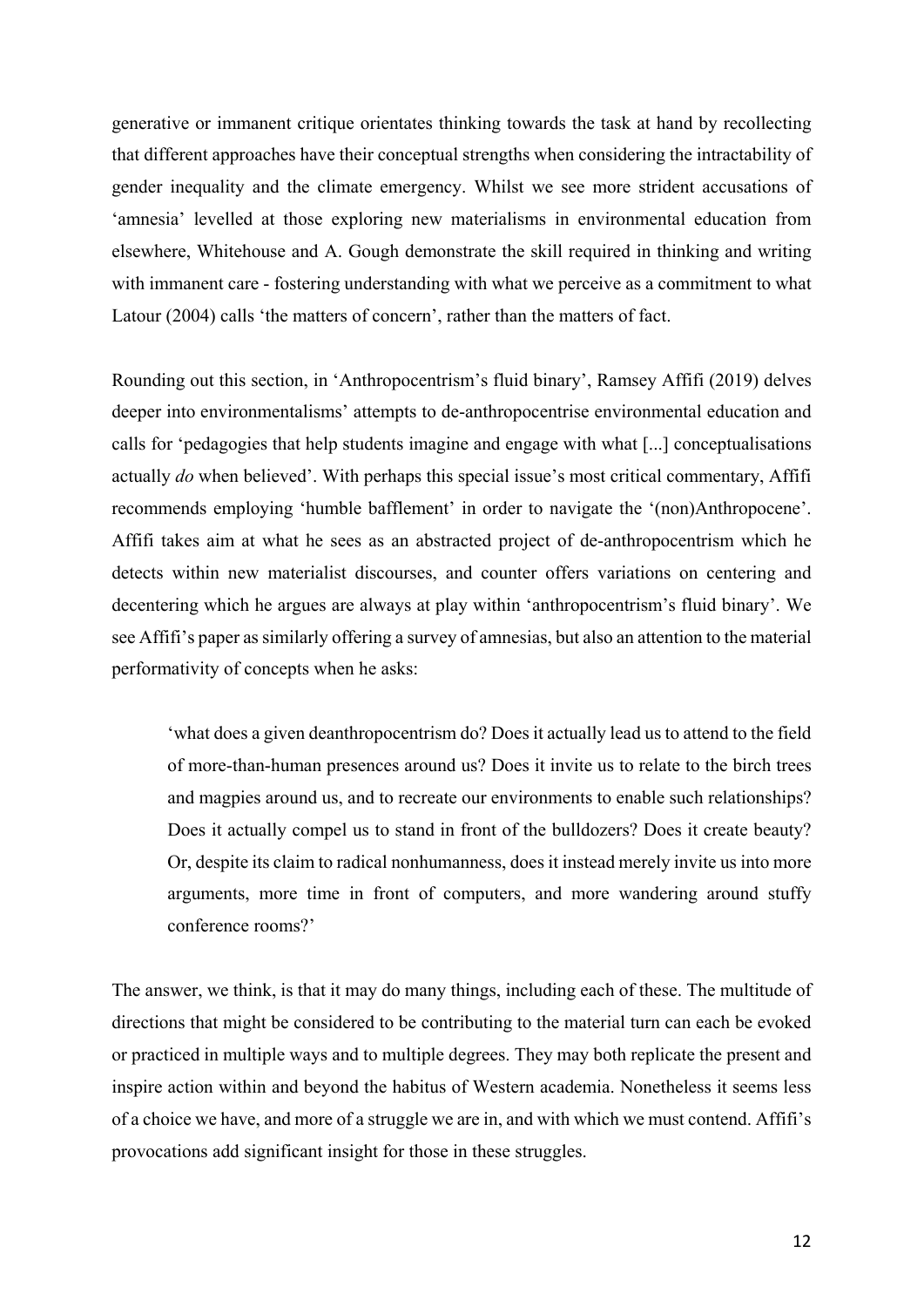generative or immanent critique orientates thinking towards the task at hand by recollecting that different approaches have their conceptual strengths when considering the intractability of gender inequality and the climate emergency. Whilst we see more strident accusations of 'amnesia' levelled at those exploring new materialisms in environmental education from elsewhere, Whitehouse and A. Gough demonstrate the skill required in thinking and writing with immanent care - fostering understanding with what we perceive as a commitment to what Latour (2004) calls 'the matters of concern', rather than the matters of fact.

Rounding out this section, in 'Anthropocentrism's fluid binary', Ramsey Affifi (2019) delves deeper into environmentalisms' attempts to de-anthropocentrise environmental education and calls for 'pedagogies that help students imagine and engage with what [...] conceptualisations actually *do* when believed'. With perhaps this special issue's most critical commentary, Affifi recommends employing 'humble bafflement' in order to navigate the '(non)Anthropocene'. Affifi takes aim at what he sees as an abstracted project of de-anthropocentrism which he detects within new materialist discourses, and counter offers variations on centering and decentering which he argues are always at play within 'anthropocentrism's fluid binary'. We see Affifi's paper as similarly offering a survey of amnesias, but also an attention to the material performativity of concepts when he asks:

> 'what does a given deanthropocentrism do? Does it actually lead us to attend to the field of more-than-human presences around us? Does it invite us to relate to the birch trees and magpies around us, and to recreate our environments to enable such relationships? Does it actually compel us to stand in front of the bulldozers? Does it create beauty? Or, despite its claim to radical nonhumanness, does it instead merely invite us into more arguments, more time in front of computers, and more wandering around stuffy conference rooms?'

The answer, we think, is that it may do many things, including each of these. The multitude of directions that might be considered to be contributing to the material turn can each be evoked or practiced in multiple ways and to multiple degrees. They may both replicate the present and inspire action within and beyond the habitus of Western academia. Nonetheless it seems less of a choice we have, and more of a struggle we are in, and with which we must contend. Affifi's provocations add significant insight for those in these struggles.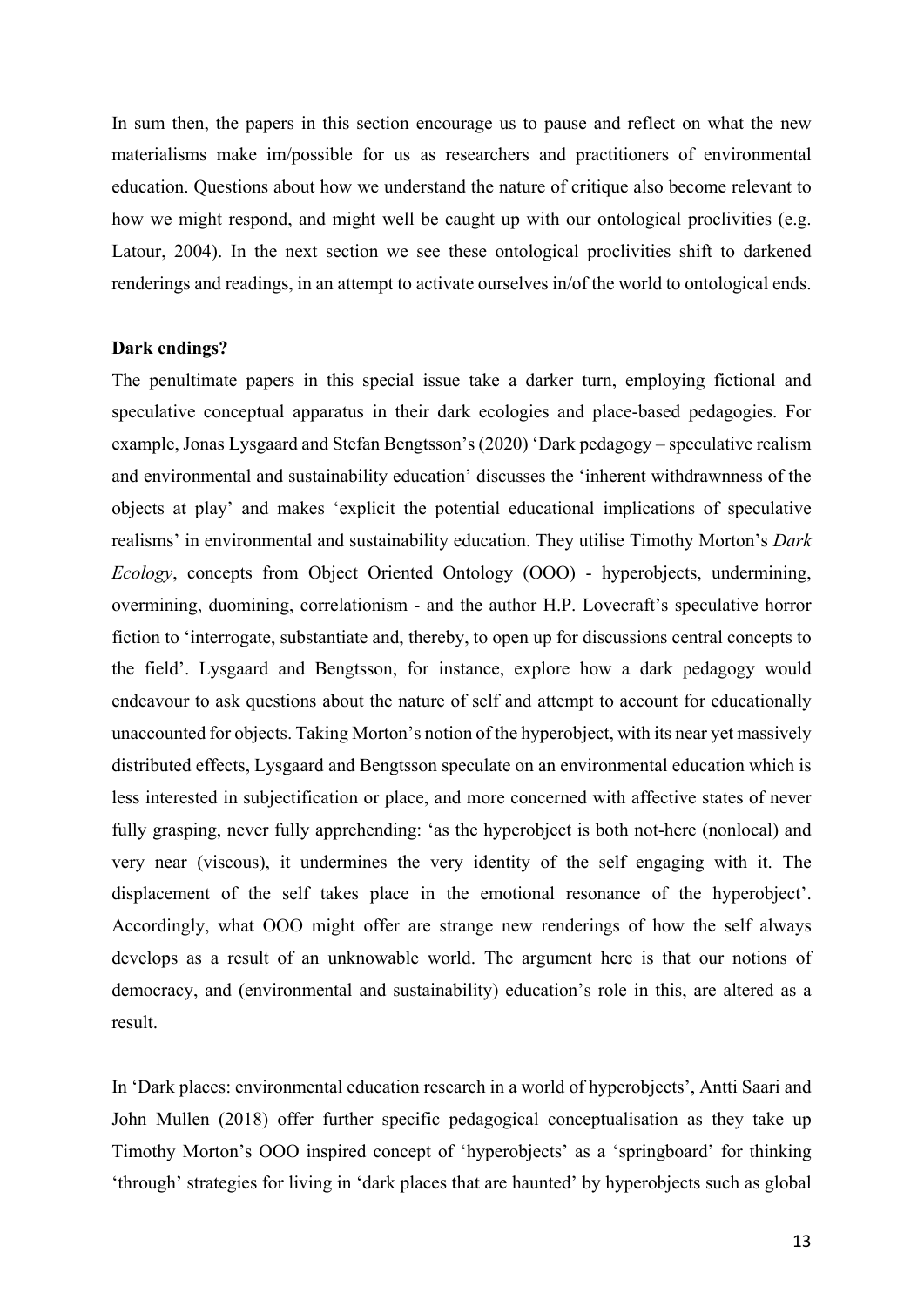In sum then, the papers in this section encourage us to pause and reflect on what the new materialisms make im/possible for us as researchers and practitioners of environmental education. Questions about how we understand the nature of critique also become relevant to how we might respond, and might well be caught up with our ontological proclivities (e.g. Latour, 2004). In the next section we see these ontological proclivities shift to darkened renderings and readings, in an attempt to activate ourselves in/of the world to ontological ends.

**Dark endings?**

The penultimate papers in this special issue take a darker turn, employing fictional and speculative conceptual apparatus in their dark ecologies and place-based pedagogies. For example, Jonas Lysgaard and Stefan Bengtsson's (2020) 'Dark pedagogy – speculative realism and environmental and sustainability education' discusses the 'inherent withdrawnness of the objects at play' and makes 'explicit the potential educational implications of speculative realisms' in environmental and sustainability education. They utilise Timothy Morton's *Dark Ecology*, concepts from Object Oriented Ontology (OOO) - hyperobjects, undermining, overmining, duomining, correlationism - and the author H.P. Lovecraft's speculative horror fiction to 'interrogate, substantiate and, thereby, to open up for discussions central concepts to the field'. Lysgaard and Bengtsson, for instance, explore how a dark pedagogy would endeavour to ask questions about the nature of self and attempt to account for educationally unaccounted for objects. Taking Morton's notion of the hyperobject, with its near yet massively distributed effects, Lysgaard and Bengtsson speculate on an environmental education which is less interested in subjectification or place, and more concerned with affective states of never fully grasping, never fully apprehending: 'as the hyperobject is both not-here (nonlocal) and very near (viscous), it undermines the very identity of the self engaging with it. The displacement of the self takes place in the emotional resonance of the hyperobject'. Accordingly, what OOO might offer are strange new renderings of how the self always develops as a result of an unknowable world. The argument here is that our notions of democracy, and (environmental and sustainability) education's role in this, are altered as a result.

In 'Dark places: environmental education research in a world of hyperobjects', Antti Saari and John Mullen (2018) offer further specific pedagogical conceptualisation as they take up Timothy Morton's OOO inspired concept of 'hyperobjects' as a 'springboard' for thinking 'through' strategies for living in 'dark places that are haunted' by hyperobjects such as global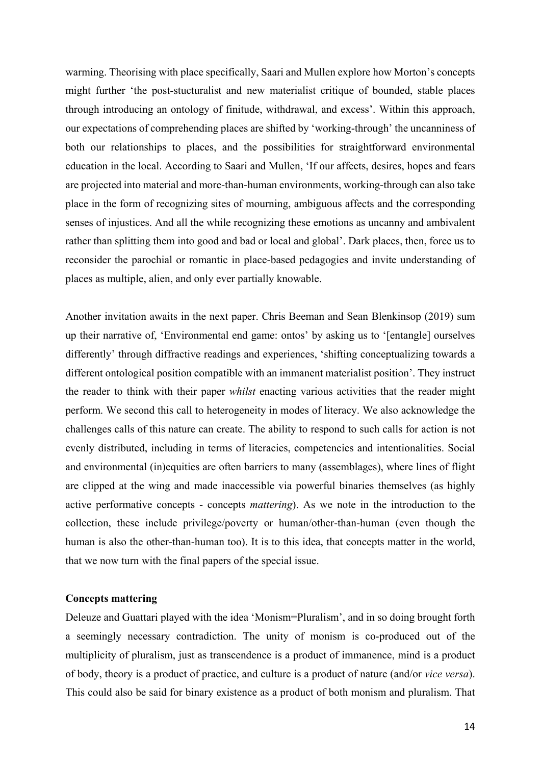warming. Theorising with place specifically, Saari and Mullen explore how Morton's concepts might further 'the post-stucturalist and new materialist critique of bounded, stable places through introducing an ontology of finitude, withdrawal, and excess'. Within this approach, our expectations of comprehending places are shifted by 'working-through' the uncanniness of both our relationships to places, and the possibilities for straightforward environmental education in the local. According to Saari and Mullen, 'If our affects, desires, hopes and fears are projected into material and more-than-human environments, working-through can also take place in the form of recognizing sites of mourning, ambiguous affects and the corresponding senses of injustices. And all the while recognizing these emotions as uncanny and ambivalent rather than splitting them into good and bad or local and global'. Dark places, then, force us to reconsider the parochial or romantic in place-based pedagogies and invite understanding of places as multiple, alien, and only ever partially knowable.

Another invitation awaits in the next paper. Chris Beeman and Sean Blenkinsop (2019) sum up their narrative of, 'Environmental end game: ontos' by asking us to '[entangle] ourselves differently' through diffractive readings and experiences, 'shifting conceptualizing towards a different ontological position compatible with an immanent materialist position'. They instruct the reader to think with their paper *whilst* enacting various activities that the reader might perform. We second this call to heterogeneity in modes of literacy. We also acknowledge the challenges calls of this nature can create. The ability to respond to such calls for action is not evenly distributed, including in terms of literacies, competencies and intentionalities. Social and environmental (in)equities are often barriers to many (assemblages), where lines of flight are clipped at the wing and made inaccessible via powerful binaries themselves (as highly active performative concepts - concepts *mattering*). As we note in the introduction to the collection, these include privilege/poverty or human/other-than-human (even though the human is also the other-than-human too). It is to this idea, that concepts matter in the world, that we now turn with the final papers of the special issue.

**Concepts mattering**

Deleuze and Guattari played with the idea 'Monism=Pluralism', and in so doing brought forth a seemingly necessary contradiction. The unity of monism is co-produced out of the multiplicity of pluralism, just as transcendence is a product of immanence, mind is a product of body, theory is a product of practice, and culture is a product of nature (and/or *vice versa*). This could also be said for binary existence as a product of both monism and pluralism. That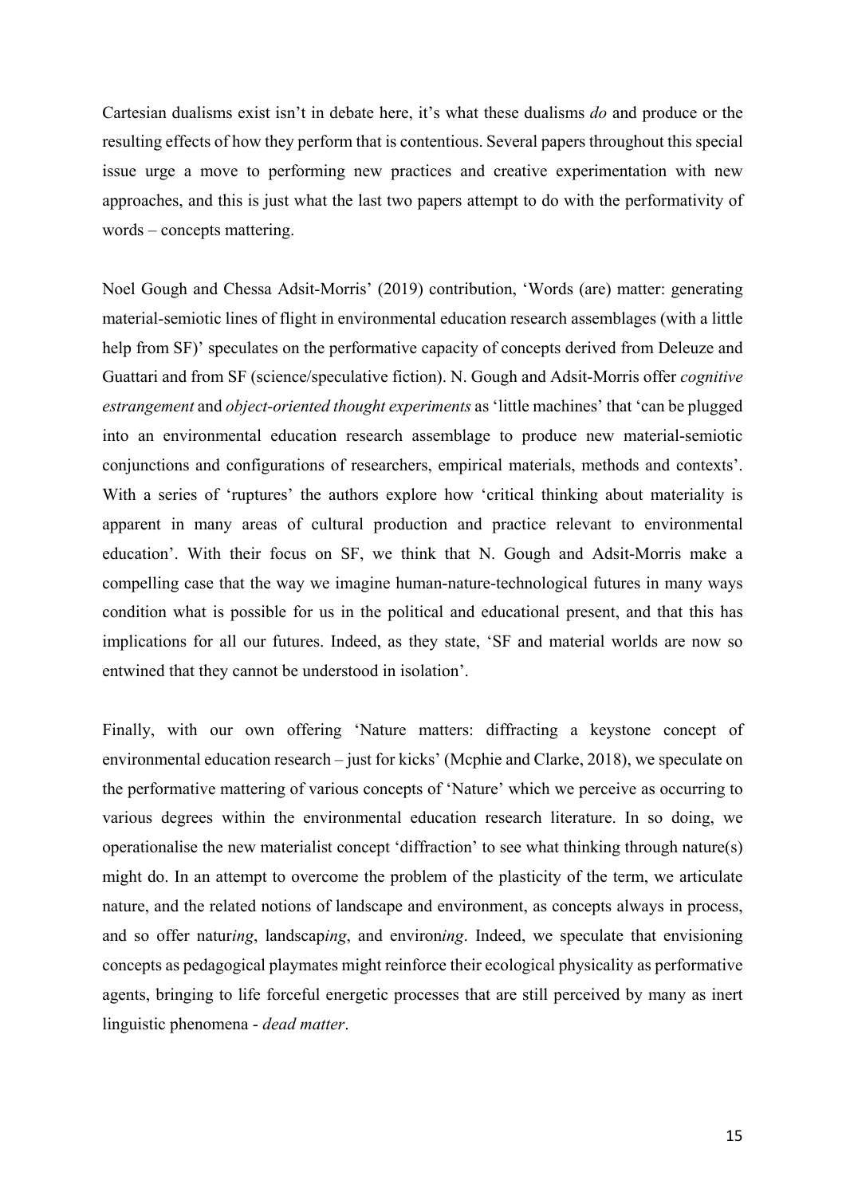Cartesian dualisms exist isn't in debate here, it's what these dualisms *do* and produce or the resulting effects of how they perform that is contentious. Several papers throughout this special issue urge a move to performing new practices and creative experimentation with new approaches, and this is just what the last two papers attempt to do with the performativity of words – concepts mattering.

Noel Gough and Chessa Adsit-Morris' (2019) contribution, 'Words (are) matter: generating material-semiotic lines of flight in environmental education research assemblages (with a little help from SF)' speculates on the performative capacity of concepts derived from Deleuze and Guattari and from SF (science/speculative fiction). N. Gough and Adsit-Morris offer *cognitive estrangement* and *object-oriented thought experiments* as 'little machines' that 'can be plugged into an environmental education research assemblage to produce new material-semiotic conjunctions and configurations of researchers, empirical materials, methods and contexts'. With a series of 'ruptures' the authors explore how 'critical thinking about materiality is apparent in many areas of cultural production and practice relevant to environmental education'. With their focus on SF, we think that N. Gough and Adsit-Morris make a compelling case that the way we imagine human-nature-technological futures in many ways condition what is possible for us in the political and educational present, and that this has implications for all our futures. Indeed, as they state, 'SF and material worlds are now so entwined that they cannot be understood in isolation'.

Finally, with our own offering 'Nature matters: diffracting a keystone concept of environmental education research – just for kicks' (Mcphie and Clarke, 2018), we speculate on the performative mattering of various concepts of 'Nature' which we perceive as occurring to various degrees within the environmental education research literature. In so doing, we operationalise the new materialist concept 'diffraction' to see what thinking through nature(s) might do. In an attempt to overcome the problem of the plasticity of the term, we articulate nature, and the related notions of landscape and environment, as concepts always in process, and so offer natur*ing*, landscap*ing*, and environ*ing*. Indeed, we speculate that envisioning concepts as pedagogical playmates might reinforce their ecological physicality as performative agents, bringing to life forceful energetic processes that are still perceived by many as inert linguistic phenomena - *dead matter*.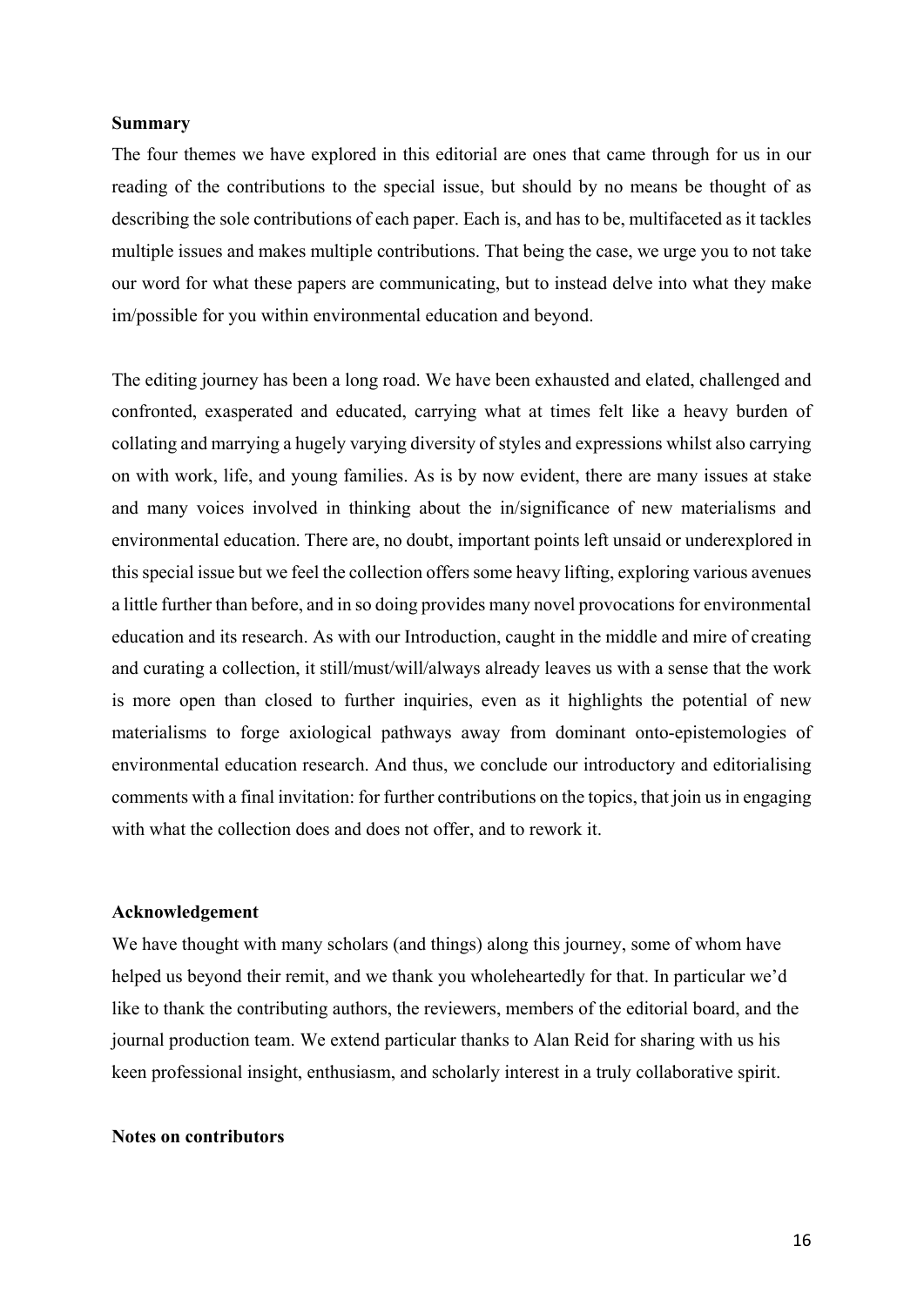**Summary**

The four themes we have explored in this editorial are ones that came through for us in our reading of the contributions to the special issue, but should by no means be thought of as describing the sole contributions of each paper. Each is, and has to be, multifaceted as it tackles multiple issues and makes multiple contributions. That being the case, we urge you to not take our word for what these papers are communicating, but to instead delve into what they make im/possible for you within environmental education and beyond.

The editing journey has been a long road. We have been exhausted and elated, challenged and confronted, exasperated and educated, carrying what at times felt like a heavy burden of collating and marrying a hugely varying diversity of styles and expressions whilst also carrying on with work, life, and young families. As is by now evident, there are many issues at stake and many voices involved in thinking about the in/significance of new materialisms and environmental education. There are, no doubt, important points left unsaid or underexplored in this special issue but we feel the collection offers some heavy lifting, exploring various avenues a little further than before, and in so doing provides many novel provocations for environmental education and its research. As with our Introduction, caught in the middle and mire of creating and curating a collection, it still/must/will/always already leaves us with a sense that the work is more open than closed to further inquiries, even as it highlights the potential of new materialisms to forge axiological pathways away from dominant onto-epistemologies of environmental education research. And thus, we conclude our introductory and editorialising comments with a final invitation: for further contributions on the topics, that join us in engaging with what the collection does and does not offer, and to rework it.

**Acknowledgement**

We have thought with many scholars (and things) along this journey, some of whom have helped us beyond their remit, and we thank you wholeheartedly for that. In particular we'd like to thank the contributing authors, the reviewers, members of the editorial board, and the journal production team. We extend particular thanks to Alan Reid for sharing with us his keen professional insight, enthusiasm, and scholarly interest in a truly collaborative spirit.

**Notes on contributors**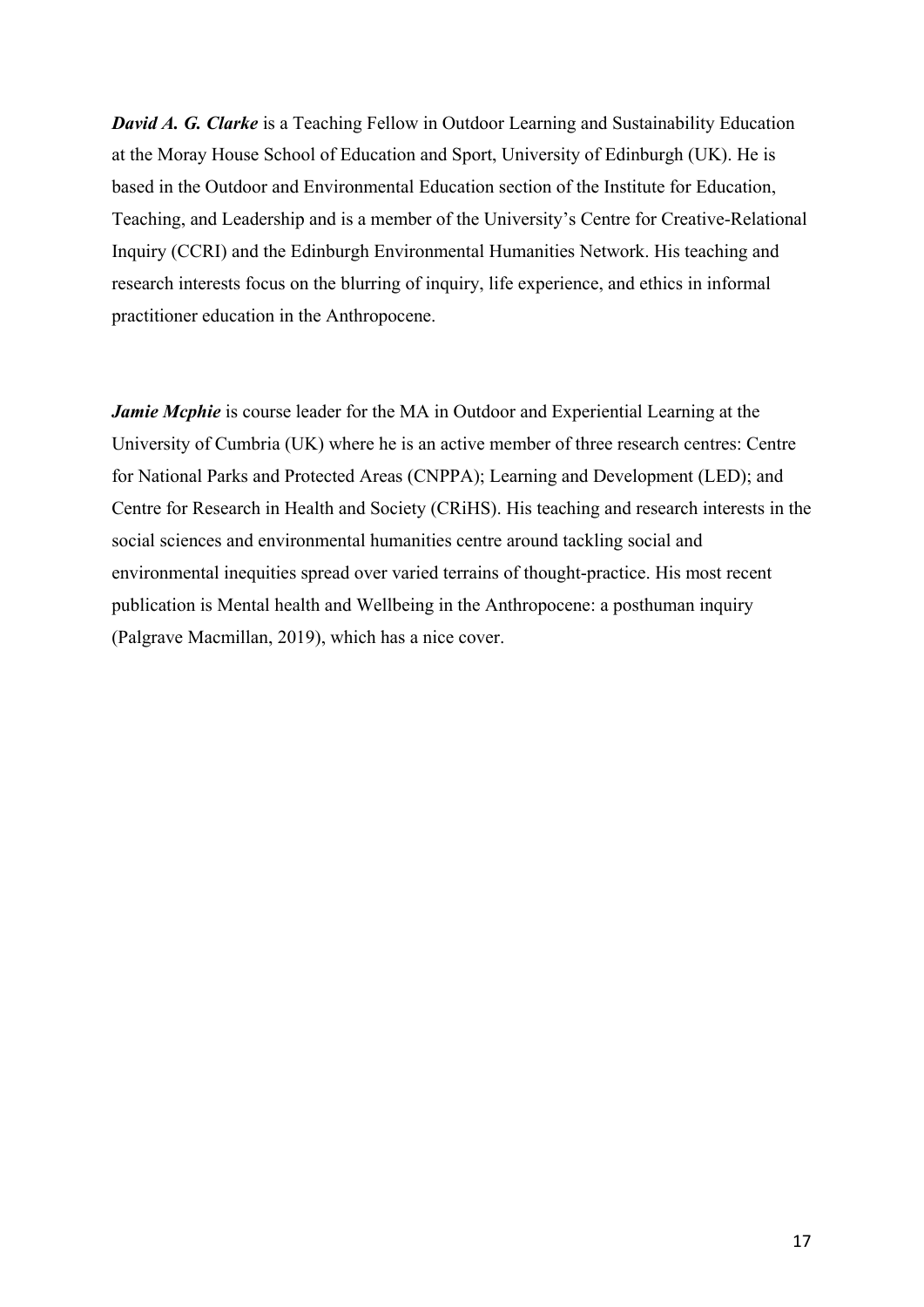***David A. G. Clarke*** is a Teaching Fellow in Outdoor Learning and Sustainability Education at the Moray House School of Education and Sport, University of Edinburgh (UK). He is based in the Outdoor and Environmental Education section of the Institute for Education, Teaching, and Leadership and is a member of the University's Centre for Creative-Relational Inquiry (CCRI) and the Edinburgh Environmental Humanities Network. His teaching and research interests focus on the blurring of inquiry, life experience, and ethics in informal practitioner education in the Anthropocene.

***Jamie Mcphie*** is course leader for the MA in Outdoor and Experiential Learning at the University of Cumbria (UK) where he is an active member of three research centres: Centre for National Parks and Protected Areas (CNPPA); Learning and Development (LED); and Centre for Research in Health and Society (CRiHS). His teaching and research interests in the social sciences and environmental humanities centre around tackling social and environmental inequities spread over varied terrains of thought-practice. His most recent publication is Mental health and Wellbeing in the Anthropocene: a posthuman inquiry (Palgrave Macmillan, 2019), which has a nice cover.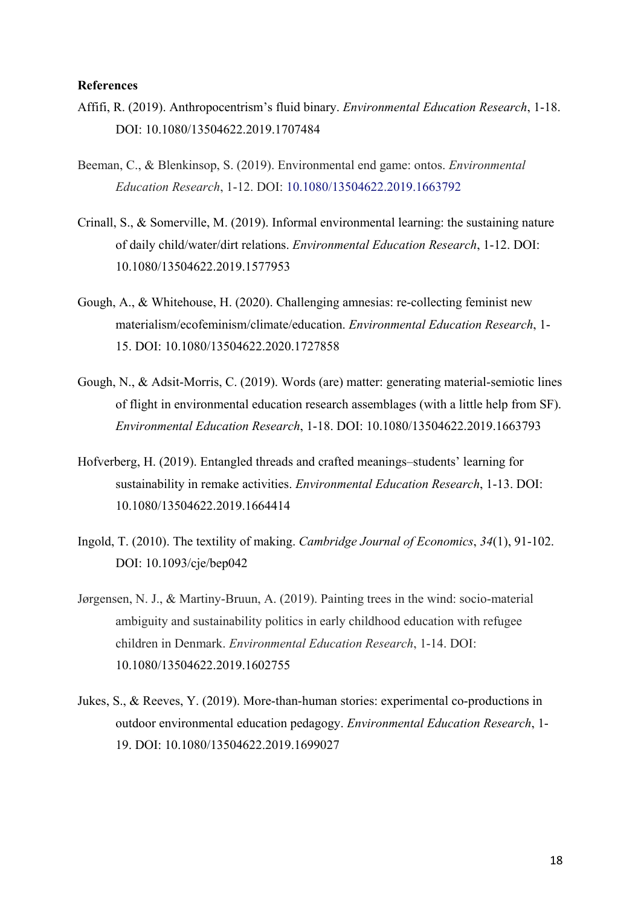**References**

Affifi, R. (2019). Anthropocentrism's fluid binary. *Environmental Education Research*, 1-18. DOI: 10.1080/13504622.2019.1707484

Beeman, C., & Blenkinsop, S. (2019). Environmental end game: ontos. *Environmental Education Research*, 1-12. DOI: 10.1080/13504622.2019.1663792

Crinall, S., & Somerville, M. (2019). Informal environmental learning: the sustaining nature of daily child/water/dirt relations. *Environmental Education Research*, 1-12. DOI: 10.1080/13504622.2019.1577953

Gough, A., & Whitehouse, H. (2020). Challenging amnesias: re-collecting feminist new materialism/ecofeminism/climate/education. *Environmental Education Research*, 1-15. DOI: 10.1080/13504622.2020.1727858

Gough, N., & Adsit-Morris, C. (2019). Words (are) matter: generating material-semiotic lines of flight in environmental education research assemblages (with a little help from SF). *Environmental Education Research*, 1-18. DOI: 10.1080/13504622.2019.1663793

Hofverberg, H. (2019). Entangled threads and crafted meanings–students' learning for sustainability in remake activities. *Environmental Education Research*, 1-13. DOI: 10.1080/13504622.2019.1664414

Ingold, T. (2010). The textility of making. *Cambridge Journal of Economics*, *34*(1), 91-102. DOI: 10.1093/cje/bep042

Jørgensen, N. J., & Martiny-Bruun, A. (2019). Painting trees in the wind: socio-material ambiguity and sustainability politics in early childhood education with refugee children in Denmark. *Environmental Education Research*, 1-14. DOI: 10.1080/13504622.2019.1602755

Jukes, S., & Reeves, Y. (2019). More-than-human stories: experimental co-productions in outdoor environmental education pedagogy. *Environmental Education Research*, 1-19. DOI: 10.1080/13504622.2019.1699027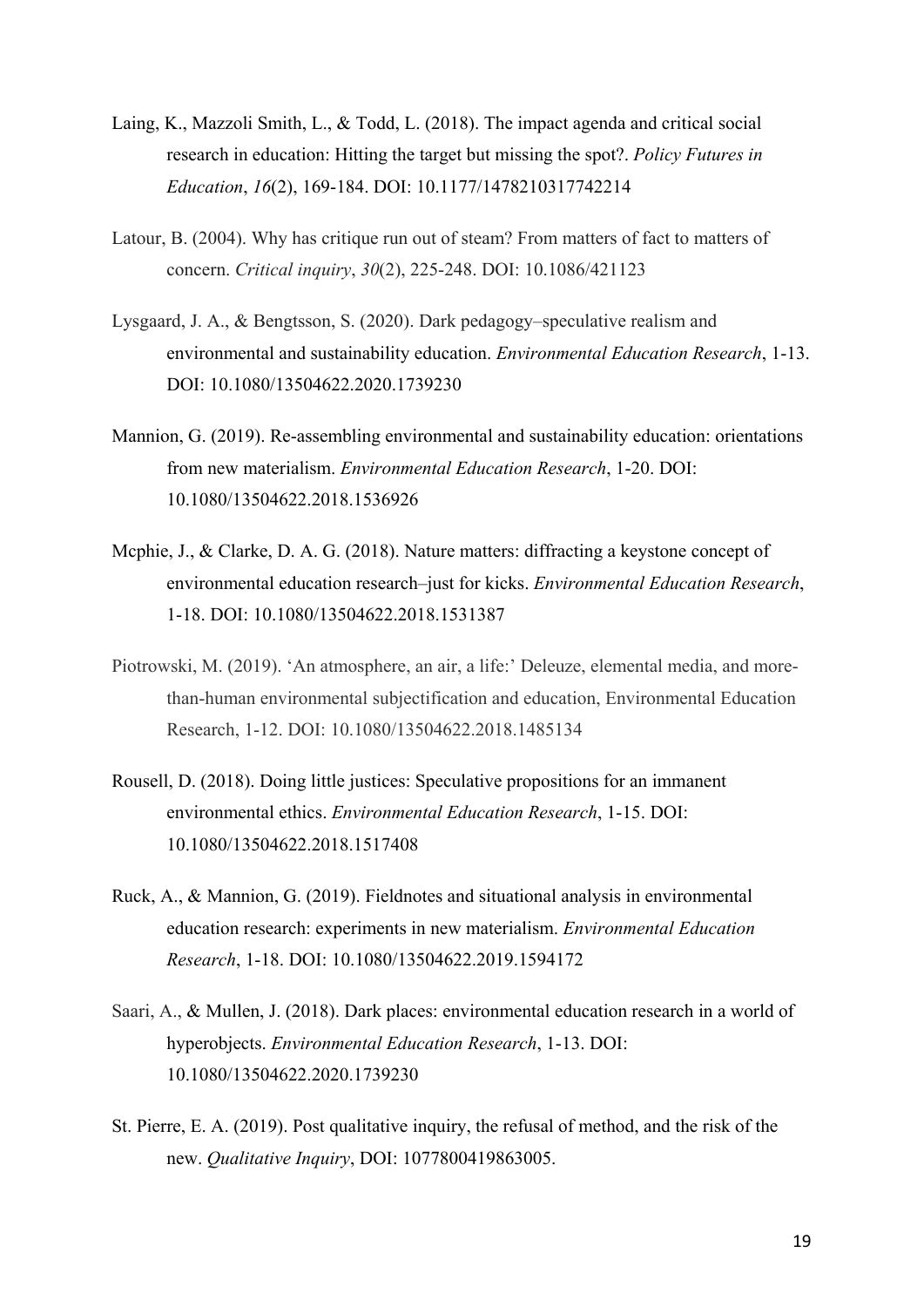Laing, K., Mazzoli Smith, L., & Todd, L. (2018). The impact agenda and critical social research in education: Hitting the target but missing the spot?. *Policy Futures in Education*, *16*(2), 169-184. DOI: 10.1177/1478210317742214

Latour, B. (2004). Why has critique run out of steam? From matters of fact to matters of concern. *Critical inquiry*, *30*(2), 225-248. DOI: 10.1086/421123

Lysgaard, J. A., & Bengtsson, S. (2020). Dark pedagogy–speculative realism and environmental and sustainability education. *Environmental Education Research*, 1-13. DOI: 10.1080/13504622.2020.1739230

Mannion, G. (2019). Re-assembling environmental and sustainability education: orientations from new materialism. *Environmental Education Research*, 1-20. DOI: 10.1080/13504622.2018.1536926

Mcphie, J., & Clarke, D. A. G. (2018). Nature matters: diffracting a keystone concept of environmental education research–just for kicks. *Environmental Education Research*, 1-18. DOI: 10.1080/13504622.2018.1531387

Piotrowski, M. (2019). 'An atmosphere, an air, a life:' Deleuze, elemental media, and more-than-human environmental subjectification and education, Environmental Education Research, 1-12. DOI: 10.1080/13504622.2018.1485134

Rousell, D. (2018). Doing little justices: Speculative propositions for an immanent environmental ethics. *Environmental Education Research*, 1-15. DOI: 10.1080/13504622.2018.1517408

Ruck, A., & Mannion, G. (2019). Fieldnotes and situational analysis in environmental education research: experiments in new materialism. *Environmental Education Research*, 1-18. DOI: 10.1080/13504622.2019.1594172

Saari, A., & Mullen, J. (2018). Dark places: environmental education research in a world of hyperobjects. *Environmental Education Research*, 1-13. DOI: 10.1080/13504622.2020.1739230

St. Pierre, E. A. (2019). Post qualitative inquiry, the refusal of method, and the risk of the new. *Qualitative Inquiry*, DOI: 1077800419863005.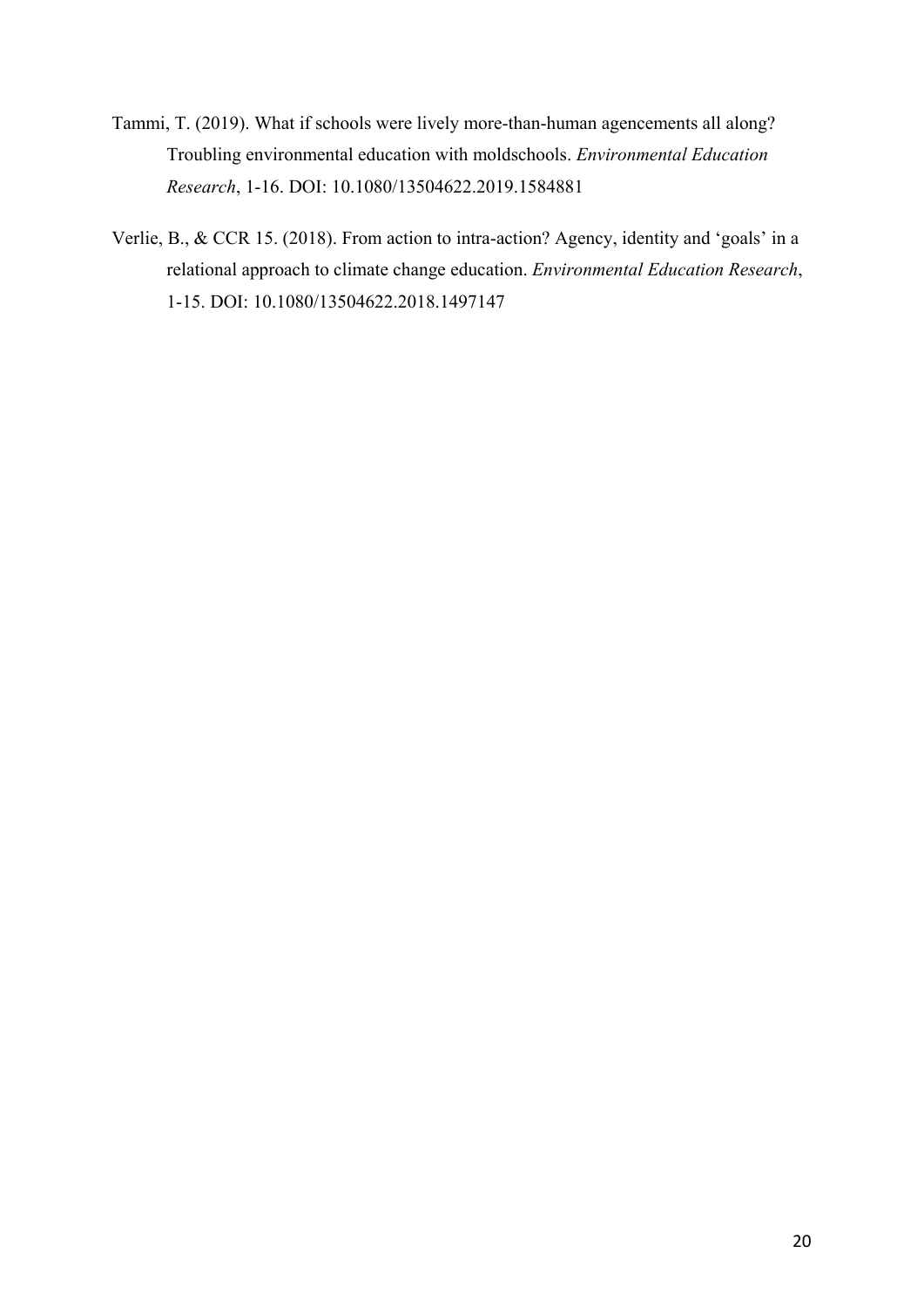Tammi, T. (2019). What if schools were lively more-than-human agencements all along? Troubling environmental education with moldschools. *Environmental Education Research*, 1-16. DOI: 10.1080/13504622.2019.1584881

Verlie, B., & CCR 15. (2018). From action to intra-action? Agency, identity and 'goals' in a relational approach to climate change education. *Environmental Education Research*, 1-15. DOI: 10.1080/13504622.2018.1497147